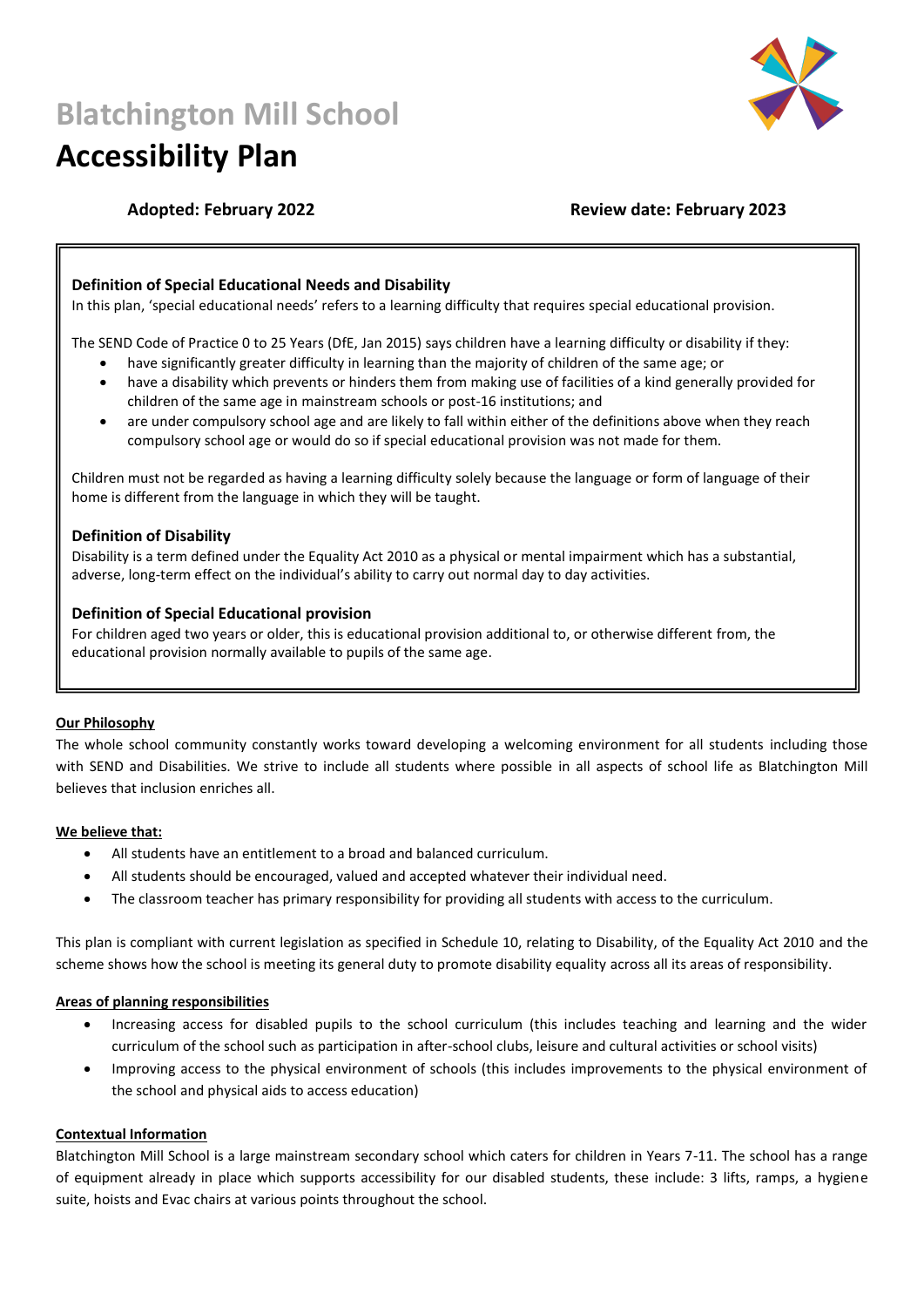# Blatchington Mill School

# Accessibility Plan

**Adopted: February 2022** **Review date: February 2023**

### Definition of Special Educational Needs and Disability

In this plan, 'special educational needs' refers to a learning difficulty that requires special educational provision.

The SEND Code of Practice 0 to 25 Years (DfE, Jan 2015) says children have a learning difficulty or disability if they:

- have significantly greater difficulty in learning than the majority of children of the same age; or
- have a disability which prevents or hinders them from making use of facilities of a kind generally provided for children of the same age in mainstream schools or post-16 institutions; and
- are under compulsory school age and are likely to fall within either of the definitions above when they reach compulsory school age or would do so if special educational provision was not made for them.

Children must not be regarded as having a learning difficulty solely because the language or form of language of their home is different from the language in which they will be taught.

### Definition of Disability

Disability is a term defined under the Equality Act 2010 as a physical or mental impairment which has a substantial, adverse, long-term effect on the individual's ability to carry out normal day to day activities.

### Definition of Special Educational provision

For children aged two years or older, this is educational provision additional to, or otherwise different from, the educational provision normally available to pupils of the same age.

**Our Philosophy**

The whole school community constantly works toward developing a welcoming environment for all students including those with SEND and Disabilities. We strive to include all students where possible in all aspects of school life as Blatchington Mill believes that inclusion enriches all.

**We believe that:**

- All students have an entitlement to a broad and balanced curriculum.
- All students should be encouraged, valued and accepted whatever their individual need.
- The classroom teacher has primary responsibility for providing all students with access to the curriculum.

This plan is compliant with current legislation as specified in Schedule 10, relating to Disability, of the Equality Act 2010 and the scheme shows how the school is meeting its general duty to promote disability equality across all its areas of responsibility.

**Areas of planning responsibilities**

- Increasing access for disabled pupils to the school curriculum (this includes teaching and learning and the wider curriculum of the school such as participation in after-school clubs, leisure and cultural activities or school visits)
- Improving access to the physical environment of schools (this includes improvements to the physical environment of the school and physical aids to access education)

**Contextual Information**

Blatchington Mill School is a large mainstream secondary school which caters for children in Years 7-11. The school has a range of equipment already in place which supports accessibility for our disabled students, these include: 3 lifts, ramps, a hygiene suite, hoists and Evac chairs at various points throughout the school.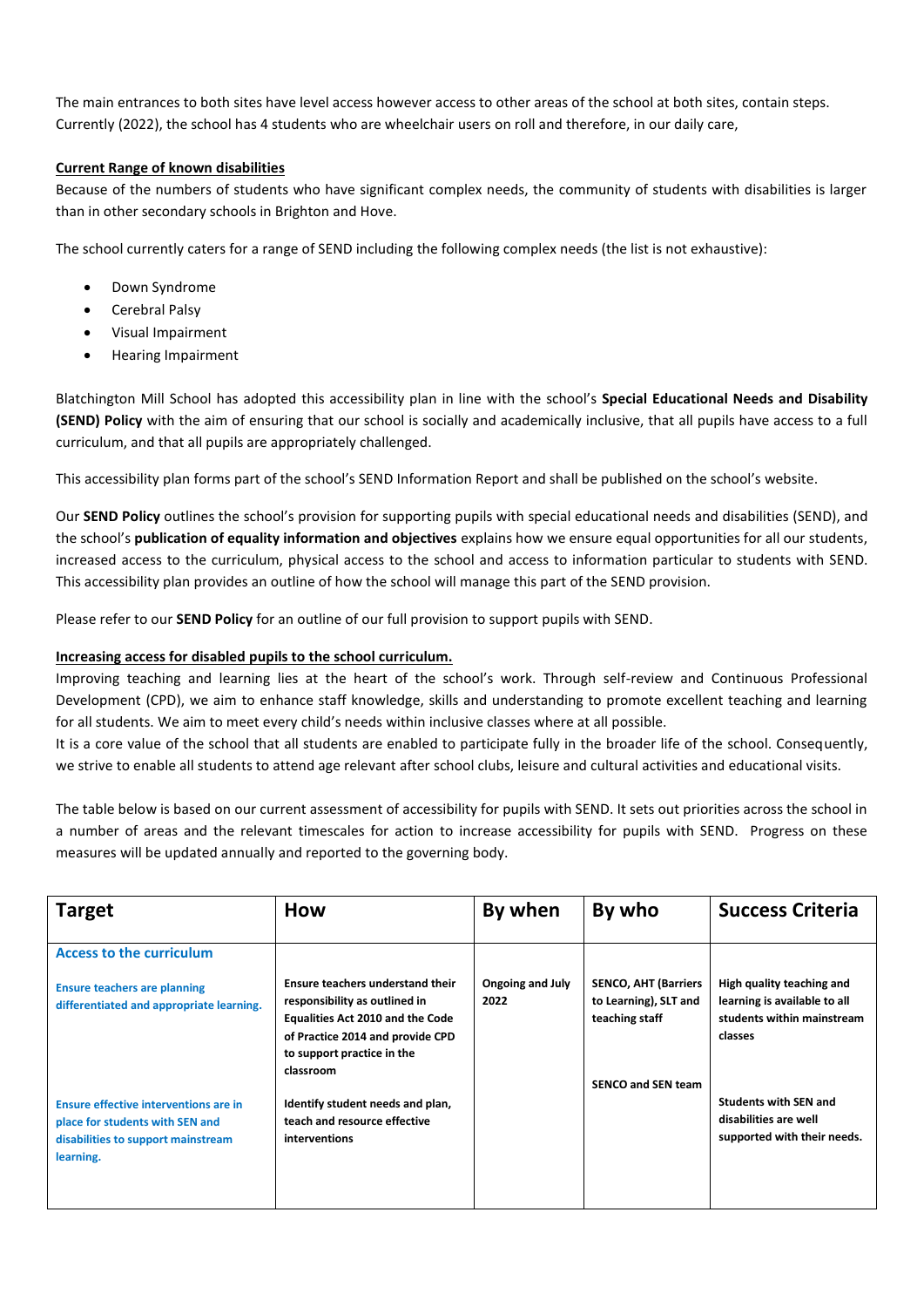The main entrances to both sites have level access however access to other areas of the school at both sites, contain steps. Currently (2022), the school has 4 students who are wheelchair users on roll and therefore, in our daily care,

**Current Range of known disabilities**

Because of the numbers of students who have significant complex needs, the community of students with disabilities is larger than in other secondary schools in Brighton and Hove.

The school currently caters for a range of SEND including the following complex needs (the list is not exhaustive):

- Down Syndrome
- Cerebral Palsy
- Visual Impairment
- Hearing Impairment

Blatchington Mill School has adopted this accessibility plan in line with the school's **Special Educational Needs and Disability (SEND) Policy** with the aim of ensuring that our school is socially and academically inclusive, that all pupils have access to a full curriculum, and that all pupils are appropriately challenged.

This accessibility plan forms part of the school's SEND Information Report and shall be published on the school's website.

Our **SEND Policy** outlines the school's provision for supporting pupils with special educational needs and disabilities (SEND), and the school's **publication of equality information and objectives** explains how we ensure equal opportunities for all our students, increased access to the curriculum, physical access to the school and access to information particular to students with SEND. This accessibility plan provides an outline of how the school will manage this part of the SEND provision.

Please refer to our **SEND Policy** for an outline of our full provision to support pupils with SEND.

**Increasing access for disabled pupils to the school curriculum.**

Improving teaching and learning lies at the heart of the school's work. Through self-review and Continuous Professional Development (CPD), we aim to enhance staff knowledge, skills and understanding to promote excellent teaching and learning for all students. We aim to meet every child's needs within inclusive classes where at all possible.

It is a core value of the school that all students are enabled to participate fully in the broader life of the school. Consequently, we strive to enable all students to attend age relevant after school clubs, leisure and cultural activities and educational visits.

The table below is based on our current assessment of accessibility for pupils with SEND. It sets out priorities across the school in a number of areas and the relevant timescales for action to increase accessibility for pupils with SEND. Progress on these measures will be updated annually and reported to the governing body.

| Target | How | By when | By who | Success Criteria |
|---|---|---|---|---|
| **Access to the curriculum** | | | | |
| Ensure teachers are planning differentiated and appropriate learning. | **Ensure teachers understand their responsibility as outlined in Equalities Act 2010 and the Code of Practice 2014 and provide CPD to support practice in the classroom** | **Ongoing and July 2022** | **SENCO, AHT (Barriers to Learning), SLT and teaching staff** | **High quality teaching and learning is available to all students within mainstream classes** |
| Ensure effective interventions are in place for students with SEN and disabilities to support mainstream learning. | **Identify student needs and plan, teach and resource effective interventions** | | **SENCO and SEN team** | **Students with SEN and disabilities are well supported with their needs.** |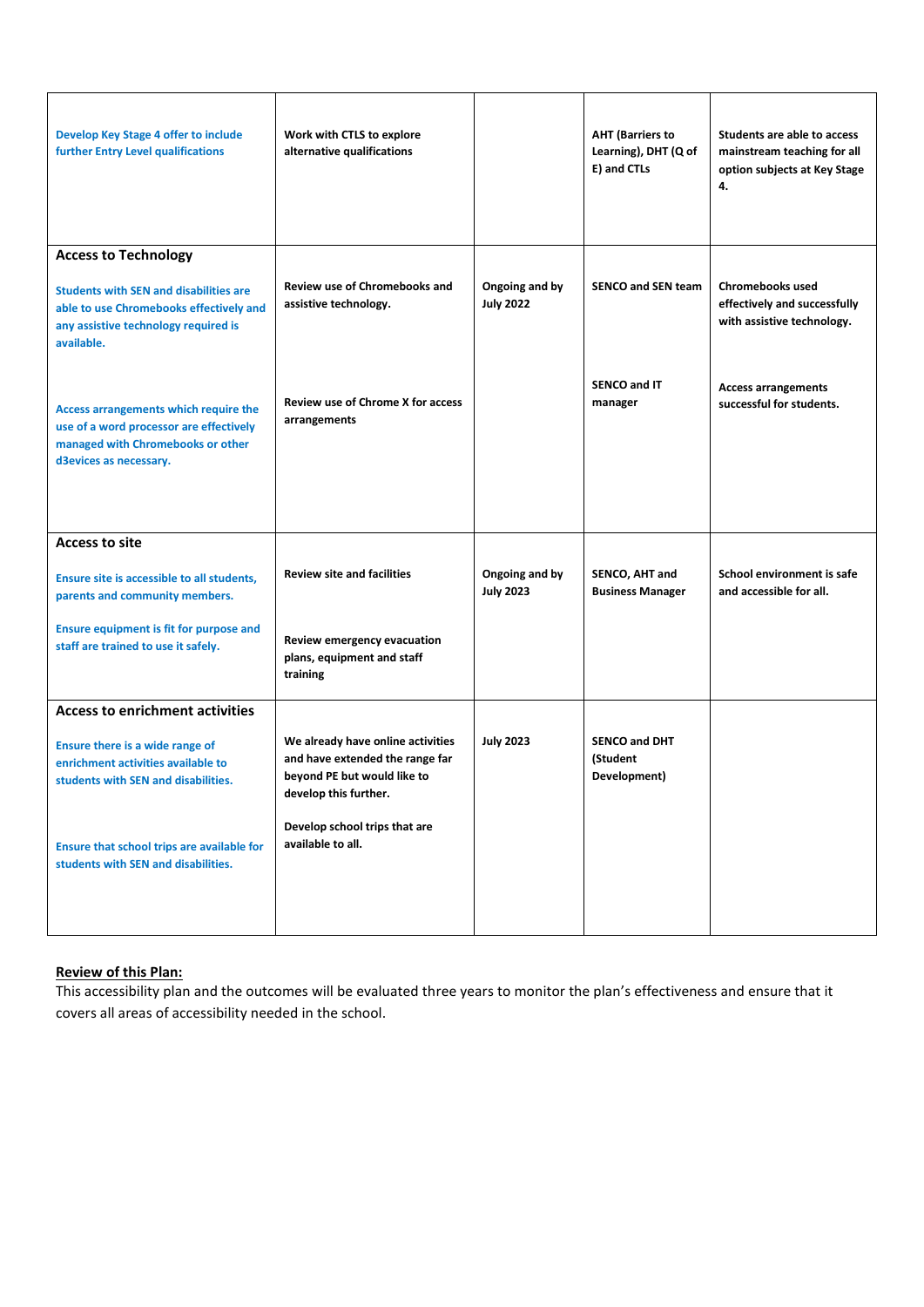| | | | | |
|---|---|---|---|---|
| Develop Key Stage 4 offer to include further Entry Level qualifications | **Work with CTLS to explore alternative qualifications** | | **AHT (Barriers to Learning), DHT (Q of E) and CTLs** | **Students are able to access mainstream teaching for all option subjects at Key Stage 4.** |
| **Access to Technology**<br><br>Students with SEN and disabilities are able to use Chromebooks effectively and any assistive technology required is available.<br><br>Access arrangements which require the use of a word processor are effectively managed with Chromebooks or other d3evices as necessary. | **Review use of Chromebooks and assistive technology.**<br><br>**Review use of Chrome X for access arrangements** | **Ongoing and by July 2022** | **SENCO and SEN team**<br><br>**SENCO and IT manager** | **Chromebooks used effectively and successfully with assistive technology.**<br><br>**Access arrangements successful for students.** |
| **Access to site**<br><br>Ensure site is accessible to all students, parents and community members.<br><br>Ensure equipment is fit for purpose and staff are trained to use it safely. | **Review site and facilities**<br><br>**Review emergency evacuation plans, equipment and staff training** | **Ongoing and by July 2023** | **SENCO, AHT and Business Manager** | **School environment is safe and accessible for all.** |
| **Access to enrichment activities**<br><br>Ensure there is a wide range of enrichment activities available to students with SEN and disabilities.<br><br>Ensure that school trips are available for students with SEN and disabilities. | **We already have online activities and have extended the range far beyond PE but would like to develop this further.**<br><br>**Develop school trips that are available to all.** | **July 2023** | **SENCO and DHT (Student Development)** | |

**Review of this Plan:**

This accessibility plan and the outcomes will be evaluated three years to monitor the plan's effectiveness and ensure that it covers all areas of accessibility needed in the school.